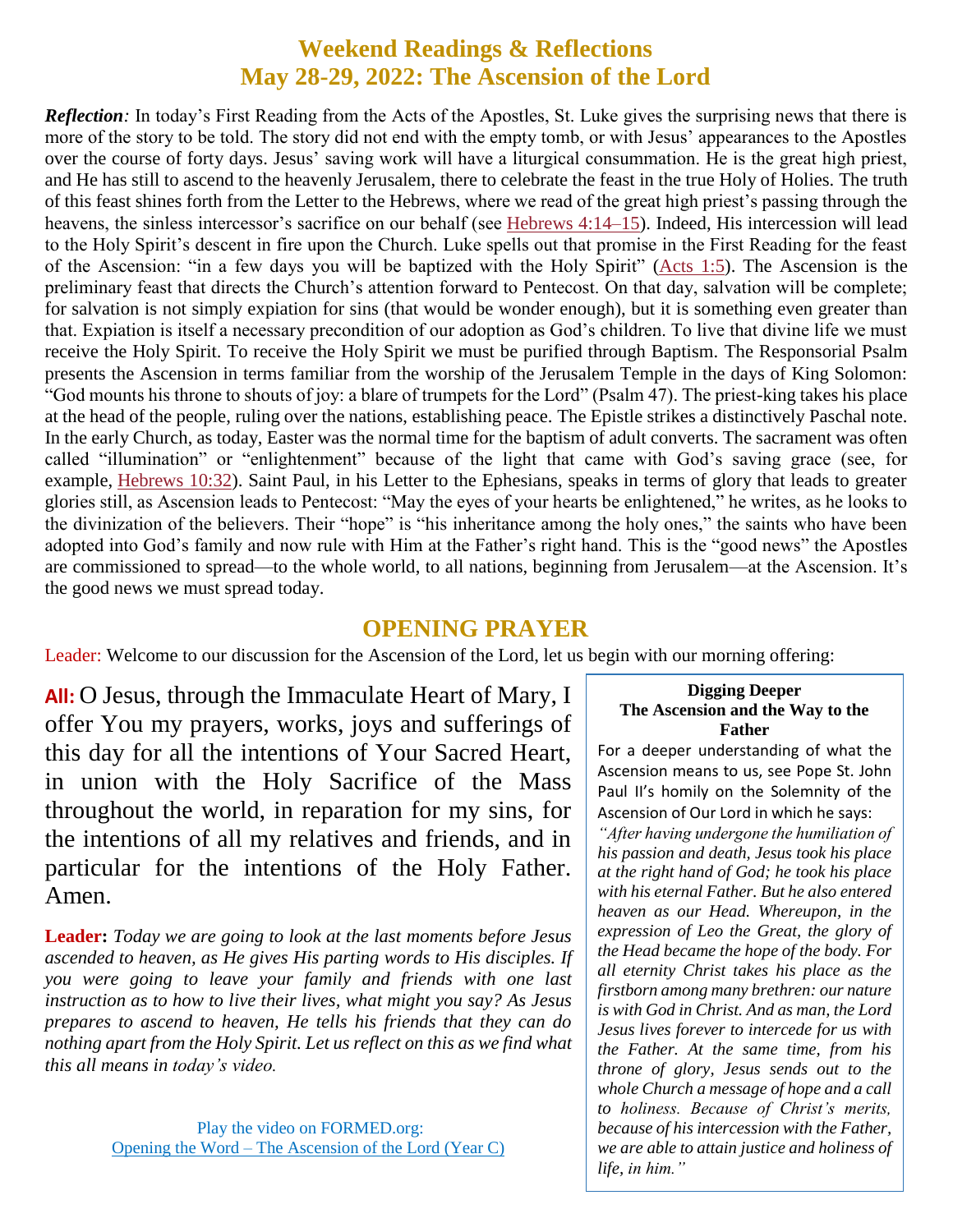# Weekend Readings & Reflections
# May 28-29, 2022: The Ascension of the Lord

***Reflection:*** In today's First Reading from the Acts of the Apostles, St. Luke gives the surprising news that there is more of the story to be told. The story did not end with the empty tomb, or with Jesus' appearances to the Apostles over the course of forty days. Jesus' saving work will have a liturgical consummation. He is the great high priest, and He has still to ascend to the heavenly Jerusalem, there to celebrate the feast in the true Holy of Holies. The truth of this feast shines forth from the Letter to the Hebrews, where we read of the great high priest's passing through the heavens, the sinless intercessor's sacrifice on our behalf (see Hebrews 4:14–15). Indeed, His intercession will lead to the Holy Spirit's descent in fire upon the Church. Luke spells out that promise in the First Reading for the feast of the Ascension: "in a few days you will be baptized with the Holy Spirit" (Acts 1:5). The Ascension is the preliminary feast that directs the Church's attention forward to Pentecost. On that day, salvation will be complete; for salvation is not simply expiation for sins (that would be wonder enough), but it is something even greater than that. Expiation is itself a necessary precondition of our adoption as God's children. To live that divine life we must receive the Holy Spirit. To receive the Holy Spirit we must be purified through Baptism. The Responsorial Psalm presents the Ascension in terms familiar from the worship of the Jerusalem Temple in the days of King Solomon: "God mounts his throne to shouts of joy: a blare of trumpets for the Lord" (Psalm 47). The priest-king takes his place at the head of the people, ruling over the nations, establishing peace. The Epistle strikes a distinctively Paschal note. In the early Church, as today, Easter was the normal time for the baptism of adult converts. The sacrament was often called "illumination" or "enlightenment" because of the light that came with God's saving grace (see, for example, Hebrews 10:32). Saint Paul, in his Letter to the Ephesians, speaks in terms of glory that leads to greater glories still, as Ascension leads to Pentecost: "May the eyes of your hearts be enlightened," he writes, as he looks to the divinization of the believers. Their "hope" is "his inheritance among the holy ones," the saints who have been adopted into God's family and now rule with Him at the Father's right hand. This is the "good news" the Apostles are commissioned to spread—to the whole world, to all nations, beginning from Jerusalem—at the Ascension. It's the good news we must spread today.

## OPENING PRAYER

Leader: Welcome to our discussion for the Ascension of the Lord, let us begin with our morning offering:

**All:** O Jesus, through the Immaculate Heart of Mary, I offer You my prayers, works, joys and sufferings of this day for all the intentions of Your Sacred Heart, in union with the Holy Sacrifice of the Mass throughout the world, in reparation for my sins, for the intentions of all my relatives and friends, and in particular for the intentions of the Holy Father. Amen.

**Leader:** *Today we are going to look at the last moments before Jesus ascended to heaven, as He gives His parting words to His disciples. If you were going to leave your family and friends with one last instruction as to how to live their lives, what might you say? As Jesus prepares to ascend to heaven, He tells his friends that they can do nothing apart from the Holy Spirit. Let us reflect on this as we find what this all means in today's video.*

Play the video on FORMED.org:
Opening the Word – The Ascension of the Lord (Year C)

**Digging Deeper**
**The Ascension and the Way to the Father**

For a deeper understanding of what the Ascension means to us, see Pope St. John Paul II's homily on the Solemnity of the Ascension of Our Lord in which he says:

*"After having undergone the humiliation of his passion and death, Jesus took his place at the right hand of God; he took his place with his eternal Father. But he also entered heaven as our Head. Whereupon, in the expression of Leo the Great, the glory of the Head became the hope of the body. For all eternity Christ takes his place as the firstborn among many brethren: our nature is with God in Christ. And as man, the Lord Jesus lives forever to intercede for us with the Father. At the same time, from his throne of glory, Jesus sends out to the whole Church a message of hope and a call to holiness. Because of Christ's merits, because of his intercession with the Father, we are able to attain justice and holiness of life, in him."*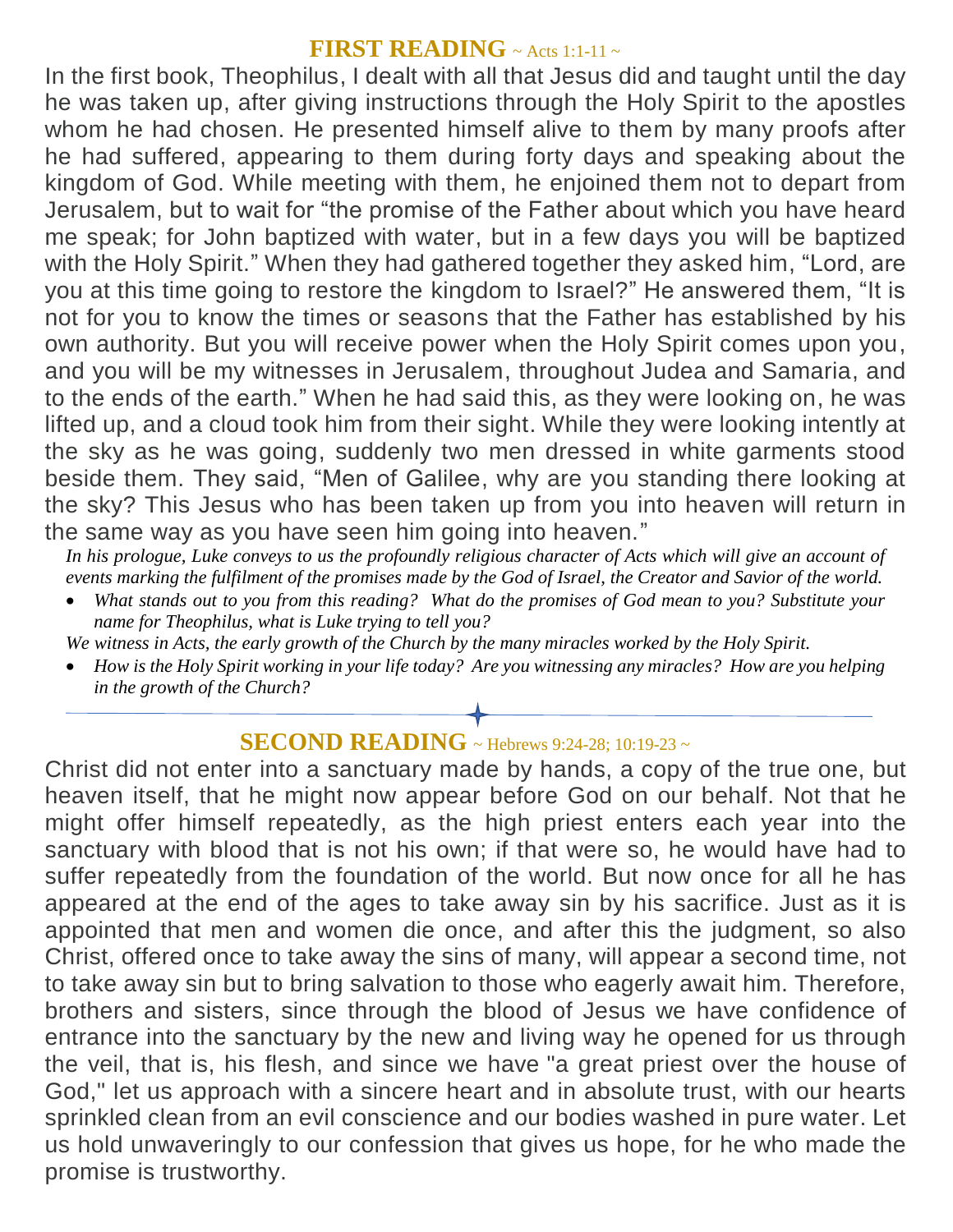## **FIRST READING** ~ Acts 1:1-11 ~

In the first book, Theophilus, I dealt with all that Jesus did and taught until the day he was taken up, after giving instructions through the Holy Spirit to the apostles whom he had chosen. He presented himself alive to them by many proofs after he had suffered, appearing to them during forty days and speaking about the kingdom of God. While meeting with them, he enjoined them not to depart from Jerusalem, but to wait for "the promise of the Father about which you have heard me speak; for John baptized with water, but in a few days you will be baptized with the Holy Spirit." When they had gathered together they asked him, "Lord, are you at this time going to restore the kingdom to Israel?" He answered them, "It is not for you to know the times or seasons that the Father has established by his own authority. But you will receive power when the Holy Spirit comes upon you, and you will be my witnesses in Jerusalem, throughout Judea and Samaria, and to the ends of the earth." When he had said this, as they were looking on, he was lifted up, and a cloud took him from their sight. While they were looking intently at the sky as he was going, suddenly two men dressed in white garments stood beside them. They said, "Men of Galilee, why are you standing there looking at the sky? This Jesus who has been taken up from you into heaven will return in the same way as you have seen him going into heaven."

*In his prologue, Luke conveys to us the profoundly religious character of Acts which will give an account of events marking the fulfilment of the promises made by the God of Israel, the Creator and Savior of the world.*

- *What stands out to you from this reading? What do the promises of God mean to you? Substitute your name for Theophilus, what is Luke trying to tell you?*

*We witness in Acts, the early growth of the Church by the many miracles worked by the Holy Spirit.*

- *How is the Holy Spirit working in your life today? Are you witnessing any miracles? How are you helping in the growth of the Church?*

---

## **SECOND READING** ~ Hebrews 9:24-28; 10:19-23 ~

Christ did not enter into a sanctuary made by hands, a copy of the true one, but heaven itself, that he might now appear before God on our behalf. Not that he might offer himself repeatedly, as the high priest enters each year into the sanctuary with blood that is not his own; if that were so, he would have had to suffer repeatedly from the foundation of the world. But now once for all he has appeared at the end of the ages to take away sin by his sacrifice. Just as it is appointed that men and women die once, and after this the judgment, so also Christ, offered once to take away the sins of many, will appear a second time, not to take away sin but to bring salvation to those who eagerly await him. Therefore, brothers and sisters, since through the blood of Jesus we have confidence of entrance into the sanctuary by the new and living way he opened for us through the veil, that is, his flesh, and since we have "a great priest over the house of God," let us approach with a sincere heart and in absolute trust, with our hearts sprinkled clean from an evil conscience and our bodies washed in pure water. Let us hold unwaveringly to our confession that gives us hope, for he who made the promise is trustworthy.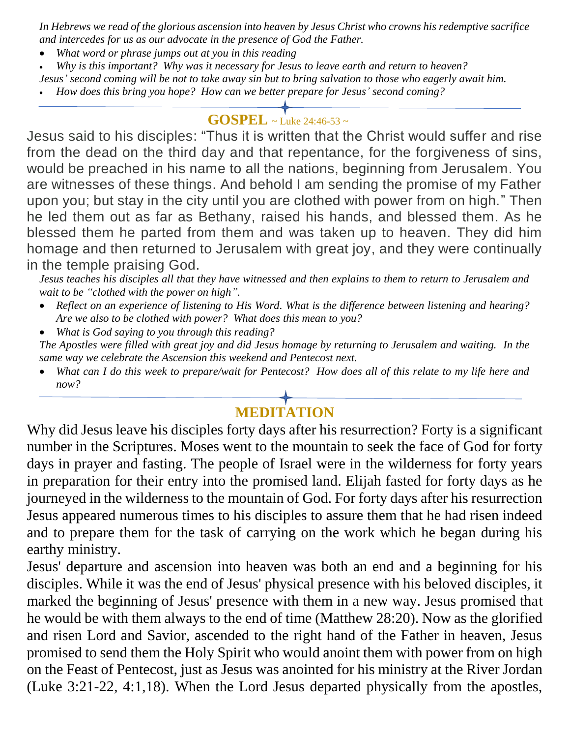*In Hebrews we read of the glorious ascension into heaven by Jesus Christ who crowns his redemptive sacrifice and intercedes for us as our advocate in the presence of God the Father.*

- *What word or phrase jumps out at you in this reading*
- *Why is this important? Why was it necessary for Jesus to leave earth and return to heaven?*

*Jesus' second coming will be not to take away sin but to bring salvation to those who eagerly await him.*

- *How does this bring you hope? How can we better prepare for Jesus' second coming?*

---

## GOSPEL ~ Luke 24:46-53 ~

Jesus said to his disciples: "Thus it is written that the Christ would suffer and rise from the dead on the third day and that repentance, for the forgiveness of sins, would be preached in his name to all the nations, beginning from Jerusalem. You are witnesses of these things. And behold I am sending the promise of my Father upon you; but stay in the city until you are clothed with power from on high." Then he led them out as far as Bethany, raised his hands, and blessed them. As he blessed them he parted from them and was taken up to heaven. They did him homage and then returned to Jerusalem with great joy, and they were continually in the temple praising God.

*Jesus teaches his disciples all that they have witnessed and then explains to them to return to Jerusalem and wait to be "clothed with the power on high".*

- *Reflect on an experience of listening to His Word. What is the difference between listening and hearing? Are we also to be clothed with power? What does this mean to you?*
- *What is God saying to you through this reading?*

*The Apostles were filled with great joy and did Jesus homage by returning to Jerusalem and waiting. In the same way we celebrate the Ascension this weekend and Pentecost next.*

- *What can I do this week to prepare/wait for Pentecost? How does all of this relate to my life here and now?*

---

## MEDITATION

Why did Jesus leave his disciples forty days after his resurrection? Forty is a significant number in the Scriptures. Moses went to the mountain to seek the face of God for forty days in prayer and fasting. The people of Israel were in the wilderness for forty years in preparation for their entry into the promised land. Elijah fasted for forty days as he journeyed in the wilderness to the mountain of God. For forty days after his resurrection Jesus appeared numerous times to his disciples to assure them that he had risen indeed and to prepare them for the task of carrying on the work which he began during his earthy ministry.

Jesus' departure and ascension into heaven was both an end and a beginning for his disciples. While it was the end of Jesus' physical presence with his beloved disciples, it marked the beginning of Jesus' presence with them in a new way. Jesus promised that he would be with them always to the end of time (Matthew 28:20). Now as the glorified and risen Lord and Savior, ascended to the right hand of the Father in heaven, Jesus promised to send them the Holy Spirit who would anoint them with power from on high on the Feast of Pentecost, just as Jesus was anointed for his ministry at the River Jordan (Luke 3:21-22, 4:1,18). When the Lord Jesus departed physically from the apostles,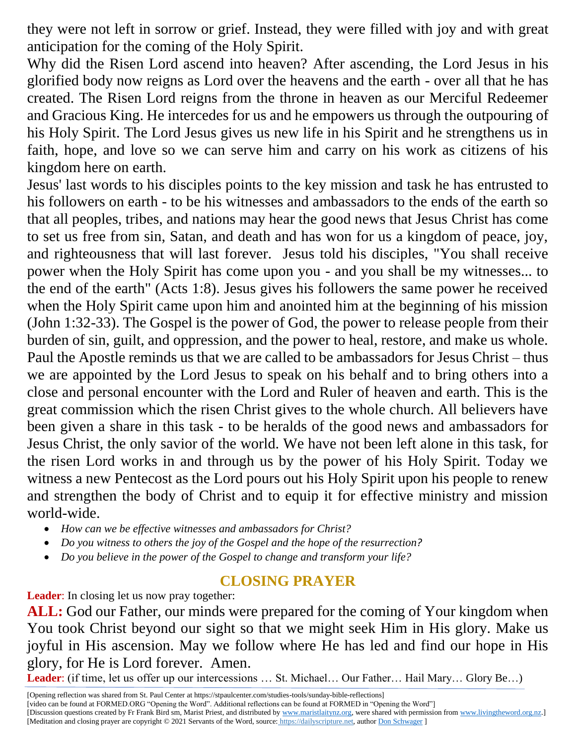they were not left in sorrow or grief. Instead, they were filled with joy and with great anticipation for the coming of the Holy Spirit.

Why did the Risen Lord ascend into heaven? After ascending, the Lord Jesus in his glorified body now reigns as Lord over the heavens and the earth - over all that he has created. The Risen Lord reigns from the throne in heaven as our Merciful Redeemer and Gracious King. He intercedes for us and he empowers us through the outpouring of his Holy Spirit. The Lord Jesus gives us new life in his Spirit and he strengthens us in faith, hope, and love so we can serve him and carry on his work as citizens of his kingdom here on earth.

Jesus' last words to his disciples points to the key mission and task he has entrusted to his followers on earth - to be his witnesses and ambassadors to the ends of the earth so that all peoples, tribes, and nations may hear the good news that Jesus Christ has come to set us free from sin, Satan, and death and has won for us a kingdom of peace, joy, and righteousness that will last forever. Jesus told his disciples, "You shall receive power when the Holy Spirit has come upon you - and you shall be my witnesses... to the end of the earth" (Acts 1:8). Jesus gives his followers the same power he received when the Holy Spirit came upon him and anointed him at the beginning of his mission (John 1:32-33). The Gospel is the power of God, the power to release people from their burden of sin, guilt, and oppression, and the power to heal, restore, and make us whole. Paul the Apostle reminds us that we are called to be ambassadors for Jesus Christ – thus we are appointed by the Lord Jesus to speak on his behalf and to bring others into a close and personal encounter with the Lord and Ruler of heaven and earth. This is the great commission which the risen Christ gives to the whole church. All believers have been given a share in this task - to be heralds of the good news and ambassadors for Jesus Christ, the only savior of the world. We have not been left alone in this task, for the risen Lord works in and through us by the power of his Holy Spirit. Today we witness a new Pentecost as the Lord pours out his Holy Spirit upon his people to renew and strengthen the body of Christ and to equip it for effective ministry and mission world-wide.

- *How can we be effective witnesses and ambassadors for Christ?*
- *Do you witness to others the joy of the Gospel and the hope of the resurrection?*
- *Do you believe in the power of the Gospel to change and transform your life?*

## CLOSING PRAYER

**Leader**: In closing let us now pray together:

**ALL:** God our Father, our minds were prepared for the coming of Your kingdom when You took Christ beyond our sight so that we might seek Him in His glory. Make us joyful in His ascension. May we follow where He has led and find our hope in His glory, for He is Lord forever. Amen.

**Leader**: (if time, let us offer up our intercessions … St. Michael… Our Father… Hail Mary… Glory Be…)

[Opening reflection was shared from St. Paul Center at https://stpaulcenter.com/studies-tools/sunday-bible-reflections]
[video can be found at FORMED.ORG "Opening the Word". Additional reflections can be found at FORMED in "Opening the Word"]
[Discussion questions created by Fr Frank Bird sm, Marist Priest, and distributed by www.maristlaitynz.org, were shared with permission from www.livingtheword.org.nz.]
[Meditation and closing prayer are copyright © 2021 Servants of the Word, source: https://dailyscripture.net, author Don Schwager ]